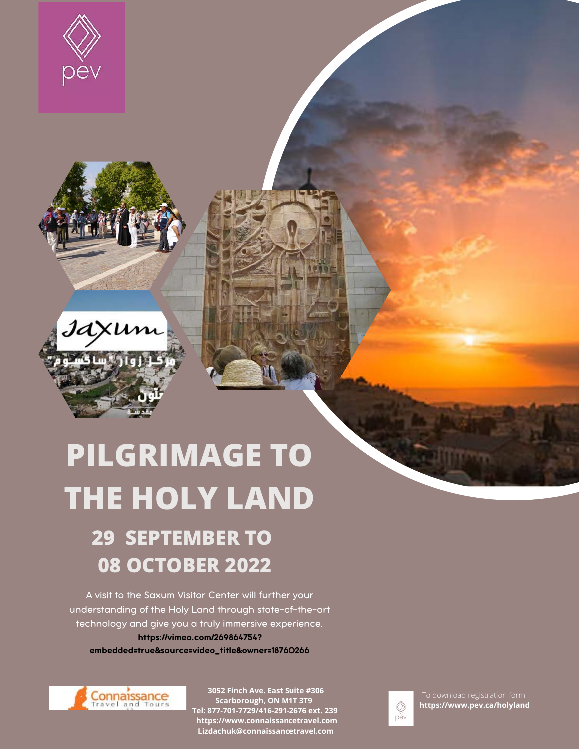# PILGRIMAGE TO THE HOLY LAND

## 29 SEPTEMBER TO 08 OCTOBER 2022

A visit to the Saxum Visitor Center will further your understanding of the Holy Land through state-of-the-art technology and give you a truly immersive experience.

**https://vimeo.com/269864754?embedded=true&source=video_title&owner=18760266**

**3052 Finch Ave. East Suite #306**
**Scarborough, ON M1T 3T9**
**Tel: 877-701-7729/416-291-2676 ext. 239**
**https://www.connaissancetravel.com**
**Lizdachuk@connaissancetravel.com**

To download registration form
**https://www.pev.ca/holyland**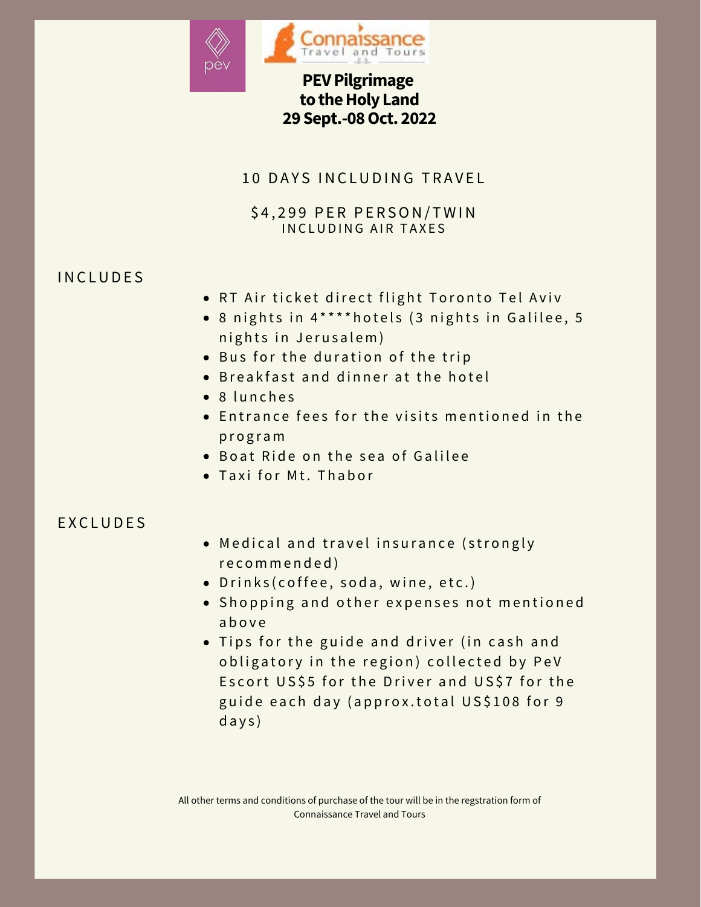# PEV Pilgrimage to the Holy Land 29 Sept.-08 Oct. 2022

10 DAYS INCLUDING TRAVEL

$4,299 PER PERSON/TWIN
INCLUDING AIR TAXES

## INCLUDES

- RT Air ticket direct flight Toronto Tel Aviv
- 8 nights in 4****hotels (3 nights in Galilee, 5 nights in Jerusalem)
- Bus for the duration of the trip
- Breakfast and dinner at the hotel
- 8 lunches
- Entrance fees for the visits mentioned in the program
- Boat Ride on the sea of Galilee
- Taxi for Mt. Thabor

## EXCLUDES

- Medical and travel insurance (strongly recommended)
- Drinks(coffee, soda, wine, etc.)
- Shopping and other expenses not mentioned above
- Tips for the guide and driver (in cash and obligatory in the region) collected by PeV Escort US$5 for the Driver and US$7 for the guide each day (approx.total US$108 for 9 days)

All other terms and conditions of purchase of the tour will be in the regstration form of Connaissance Travel and Tours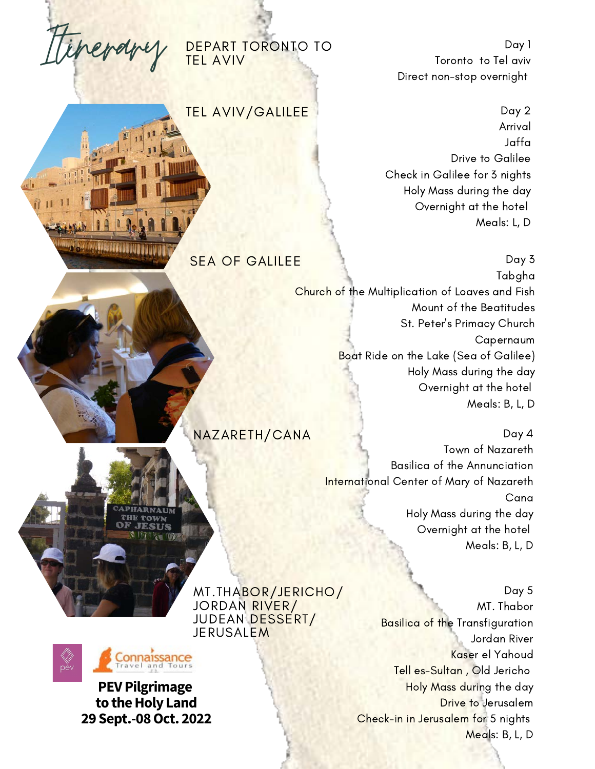# Itinerary

## DEPART TORONTO TO TEL AVIV

Day 1
Toronto to Tel aviv
Direct non-stop overnight

## TEL AVIV/GALILEE

Day 2
Arrival
Jaffa
Drive to Galilee
Check in Galilee for 3 nights
Holy Mass during the day
Overnight at the hotel
Meals: L, D

## SEA OF GALILEE

Day 3
Tabgha
Church of the Multiplication of Loaves and Fish
Mount of the Beatitudes
St. Peter's Primacy Church
Capernaum
Boat Ride on the Lake (Sea of Galilee)
Holy Mass during the day
Overnight at the hotel
Meals: B, L, D

## NAZARETH/CANA

Day 4
Town of Nazareth
Basilica of the Annunciation
International Center of Mary of Nazareth
Cana
Holy Mass during the day
Overnight at the hotel
Meals: B, L, D

## MT.THABOR/JERICHO/ JORDAN RIVER/ JUDEAN DESSERT/ JERUSALEM

Day 5
MT. Thabor
Basilica of the Transfiguration
Jordan River
Kaser el Yahoud
Tell es-Sultan , Old Jericho
Holy Mass during the day
Drive to Jerusalem
Check-in in Jerusalem for 5 nights
Meals: B, L, D

pev

Connaissance Travel and Tours

**PEV Pilgrimage to the Holy Land 29 Sept.-08 Oct. 2022**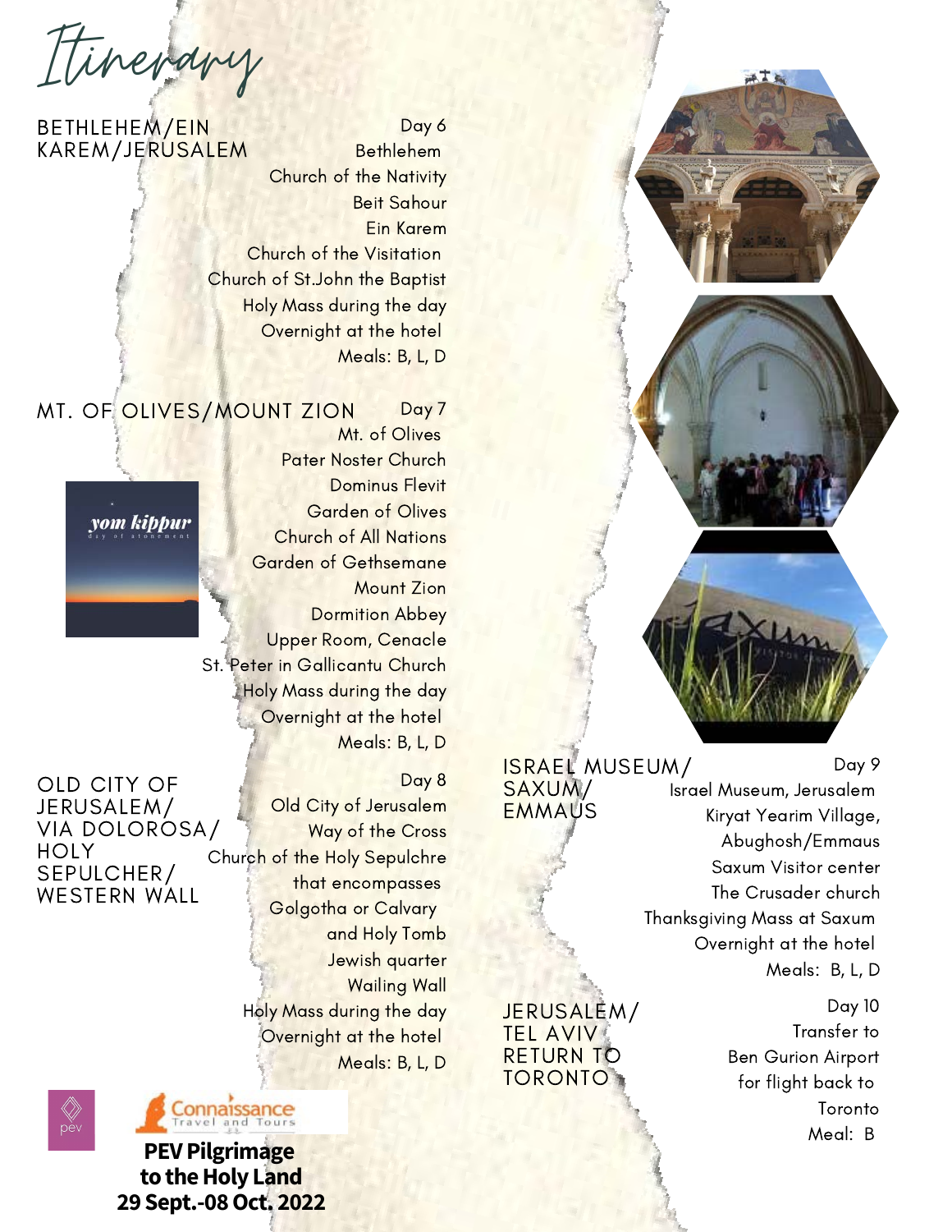# Itinerary

## BETHLEHEM/EIN KAREM/JERUSALEM

Day 6

Bethlehem
Church of the Nativity
Beit Sahour
Ein Karem
Church of the Visitation
Church of St.John the Baptist
Holy Mass during the day
Overnight at the hotel
Meals: B, L, D

## MT. OF OLIVES/MOUNT ZION

Day 7

Mt. of Olives
Pater Noster Church
Dominus Flevit
Garden of Olives
Church of All Nations
Garden of Gethsemane
Mount Zion
Dormition Abbey
Upper Room, Cenacle
St. Peter in Gallicantu Church
Holy Mass during the day
Overnight at the hotel
Meals: B, L, D

yom kippur
day of atonement

## OLD CITY OF JERUSALEM/ VIA DOLOROSA/ HOLY SEPULCHER/ WESTERN WALL

Day 8

Old City of Jerusalem
Way of the Cross
Church of the Holy Sepulchre
that encompasses
Golgotha or Calvary
and Holy Tomb
Jewish quarter
Wailing Wall
Holy Mass during the day
Overnight at the hotel
Meals: B, L, D

## ISRAEL MUSEUM/ SAXUM/ EMMAUS

Day 9

Israel Museum, Jerusalem
Kiryat Yearim Village,
Abughosh/Emmaus
Saxum Visitor center
The Crusader church
Thanksgiving Mass at Saxum
Overnight at the hotel
Meals: B, L, D

## JERUSALEM/ TEL AVIV RETURN TO TORONTO

Day 10

Transfer to
Ben Gurion Airport
for flight back to
Toronto
Meal: B

pev

Connaissance Travel and Tours

**PEV Pilgrimage to the Holy Land**
**29 Sept.-08 Oct. 2022**